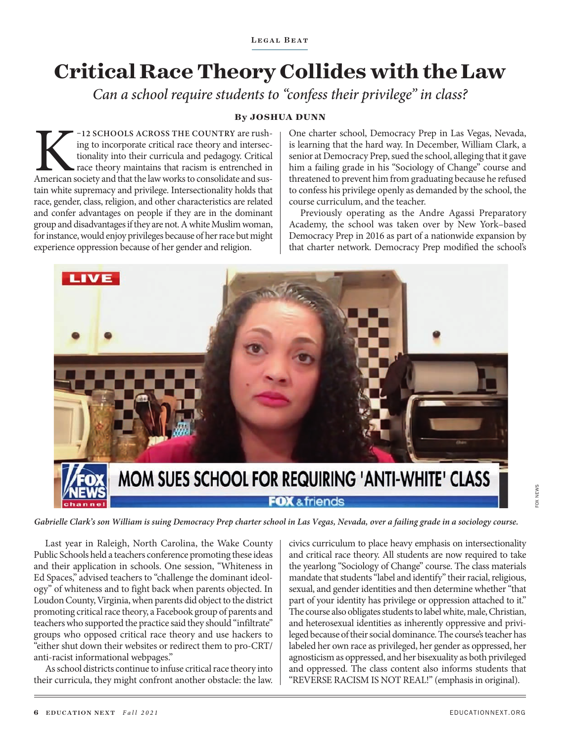Legal Beat

# Critical Race Theory Collides with the Law

*Can a school require students to "confess their privilege" in class?*

**By JOSHUA DUNN**

K–12 SCHOOLS ACROSS THE COUNTRY are rushing to incorporate critical race theory and intersectionality into their curricula and pedagogy. Critical race theory maintains that racism is entrenched in American society and that the law works to consolidate and sustain white supremacy and privilege. Intersectionality holds that race, gender, class, religion, and other characteristics are related and confer advantages on people if they are in the dominant group and disadvantages if they are not. A white Muslim woman, for instance, would enjoy privileges because of her race but might experience oppression because of her gender and religion.

Last year in Raleigh, North Carolina, the Wake County Public Schools held a teachers conference promoting these ideas and their application in schools. One session, "Whiteness in Ed Spaces," advised teachers to "challenge the dominant ideology" of whiteness and to fight back when parents objected. In Loudon County, Virginia, when parents did object to the district promoting critical race theory, a Facebook group of parents and teachers who supported the practice said they should "infiltrate" groups who opposed critical race theory and use hackers to "either shut down their websites or redirect them to pro-CRT/anti-racist informational webpages."

As school districts continue to infuse critical race theory into their curricula, they might confront another obstacle: the law. One charter school, Democracy Prep in Las Vegas, Nevada, is learning that the hard way. In December, William Clark, a senior at Democracy Prep, sued the school, alleging that it gave him a failing grade in his "Sociology of Change" course and threatened to prevent him from graduating because he refused to confess his privilege openly as demanded by the school, the course curriculum, and the teacher.

Previously operating as the Andre Agassi Preparatory Academy, the school was taken over by New York–based Democracy Prep in 2016 as part of a nationwide expansion by that charter network. Democracy Prep modified the school's civics curriculum to place heavy emphasis on intersectionality and critical race theory. All students are now required to take the yearlong "Sociology of Change" course. The class materials mandate that students "label and identify" their racial, religious, sexual, and gender identities and then determine whether "that part of your identity has privilege or oppression attached to it." The course also obligates students to label white, male, Christian, and heterosexual identities as inherently oppressive and privileged because of their social dominance. The course's teacher has labeled her own race as privileged, her gender as oppressed, her agnosticism as oppressed, and her bisexuality as both privileged and oppressed. The class content also informs students that "REVERSE RACISM IS NOT REAL!" (emphasis in original).

*Gabrielle Clark's son William is suing Democracy Prep charter school in Las Vegas, Nevada, over a failing grade in a sociology course.*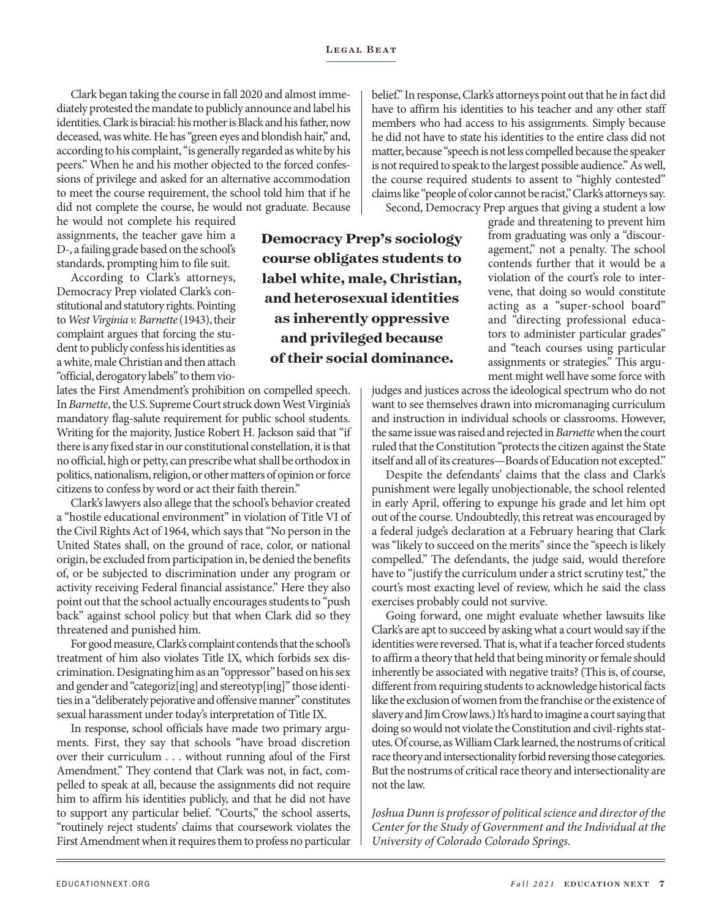Clark began taking the course in fall 2020 and almost immediately protested the mandate to publicly announce and label his identities. Clark is biracial: his mother is Black and his father, now deceased, was white. He has "green eyes and blondish hair," and, according to his complaint, "is generally regarded as white by his peers." When he and his mother objected to the forced confessions of privilege and asked for an alternative accommodation to meet the course requirement, the school told him that if he did not complete the course, he would not graduate. Because he would not complete his required assignments, the teacher gave him a D-, a failing grade based on the school's standards, prompting him to file suit.

According to Clark's attorneys, Democracy Prep violated Clark's constitutional and statutory rights. Pointing to *West Virginia v. Barnette* (1943), their complaint argues that forcing the student to publicly confess his identities as a white, male Christian and then attach "official, derogatory labels" to them violates the First Amendment's prohibition on compelled speech. In *Barnette*, the U.S. Supreme Court struck down West Virginia's mandatory flag-salute requirement for public school students. Writing for the majority, Justice Robert H. Jackson said that "if there is any fixed star in our constitutional constellation, it is that no official, high or petty, can prescribe what shall be orthodox in politics, nationalism, religion, or other matters of opinion or force citizens to confess by word or act their faith therein."

**Democracy Prep's sociology course obligates students to label white, male, Christian, and heterosexual identities as inherently oppressive and privileged because of their social dominance.**

Clark's lawyers also allege that the school's behavior created a "hostile educational environment" in violation of Title VI of the Civil Rights Act of 1964, which says that "No person in the United States shall, on the ground of race, color, or national origin, be excluded from participation in, be denied the benefits of, or be subjected to discrimination under any program or activity receiving Federal financial assistance." Here they also point out that the school actually encourages students to "push back" against school policy but that when Clark did so they threatened and punished him.

For good measure, Clark's complaint contends that the school's treatment of him also violates Title IX, which forbids sex discrimination. Designating him as an "oppressor" based on his sex and gender and "categoriz[ing] and stereotyp[ing]" those identities in a "deliberately pejorative and offensive manner" constitutes sexual harassment under today's interpretation of Title IX.

In response, school officials have made two primary arguments. First, they say that schools "have broad discretion over their curriculum . . . without running afoul of the First Amendment." They contend that Clark was not, in fact, compelled to speak at all, because the assignments did not require him to affirm his identities publicly, and that he did not have to support any particular belief. "Courts," the school asserts, "routinely reject students' claims that coursework violates the First Amendment when it requires them to profess no particular belief." In response, Clark's attorneys point out that he in fact did have to affirm his identities to his teacher and any other staff members who had access to his assignments. Simply because he did not have to state his identities to the entire class did not matter, because "speech is not less compelled because the speaker is not required to speak to the largest possible audience." As well, the course required students to assent to "highly contested" claims like "people of color cannot be racist," Clark's attorneys say.

Second, Democracy Prep argues that giving a student a low grade and threatening to prevent him from graduating was only a "discouragement," not a penalty. The school contends further that it would be a violation of the court's role to intervene, that doing so would constitute acting as a "super-school board" and "directing professional educators to administer particular grades" and "teach courses using particular assignments or strategies." This argument might well have some force with judges and justices across the ideological spectrum who do not want to see themselves drawn into micromanaging curriculum and instruction in individual schools or classrooms. However, the same issue was raised and rejected in *Barnette* when the court ruled that the Constitution "protects the citizen against the State itself and all of its creatures—Boards of Education not excepted."

Despite the defendants' claims that the class and Clark's punishment were legally unobjectionable, the school relented in early April, offering to expunge his grade and let him opt out of the course. Undoubtedly, this retreat was encouraged by a federal judge's declaration at a February hearing that Clark was "likely to succeed on the merits" since the "speech is likely compelled." The defendants, the judge said, would therefore have to "justify the curriculum under a strict scrutiny test," the court's most exacting level of review, which he said the class exercises probably could not survive.

Going forward, one might evaluate whether lawsuits like Clark's are apt to succeed by asking what a court would say if the identities were reversed. That is, what if a teacher forced students to affirm a theory that held that being minority or female should inherently be associated with negative traits? (This is, of course, different from requiring students to acknowledge historical facts like the exclusion of women from the franchise or the existence of slavery and Jim Crow laws.) It's hard to imagine a court saying that doing so would not violate the Constitution and civil-rights statutes. Of course, as William Clark learned, the nostrums of critical race theory and intersectionality forbid reversing those categories. But the nostrums of critical race theory and intersectionality are not the law.

*Joshua Dunn is professor of political science and director of the Center for the Study of Government and the Individual at the University of Colorado Colorado Springs.*